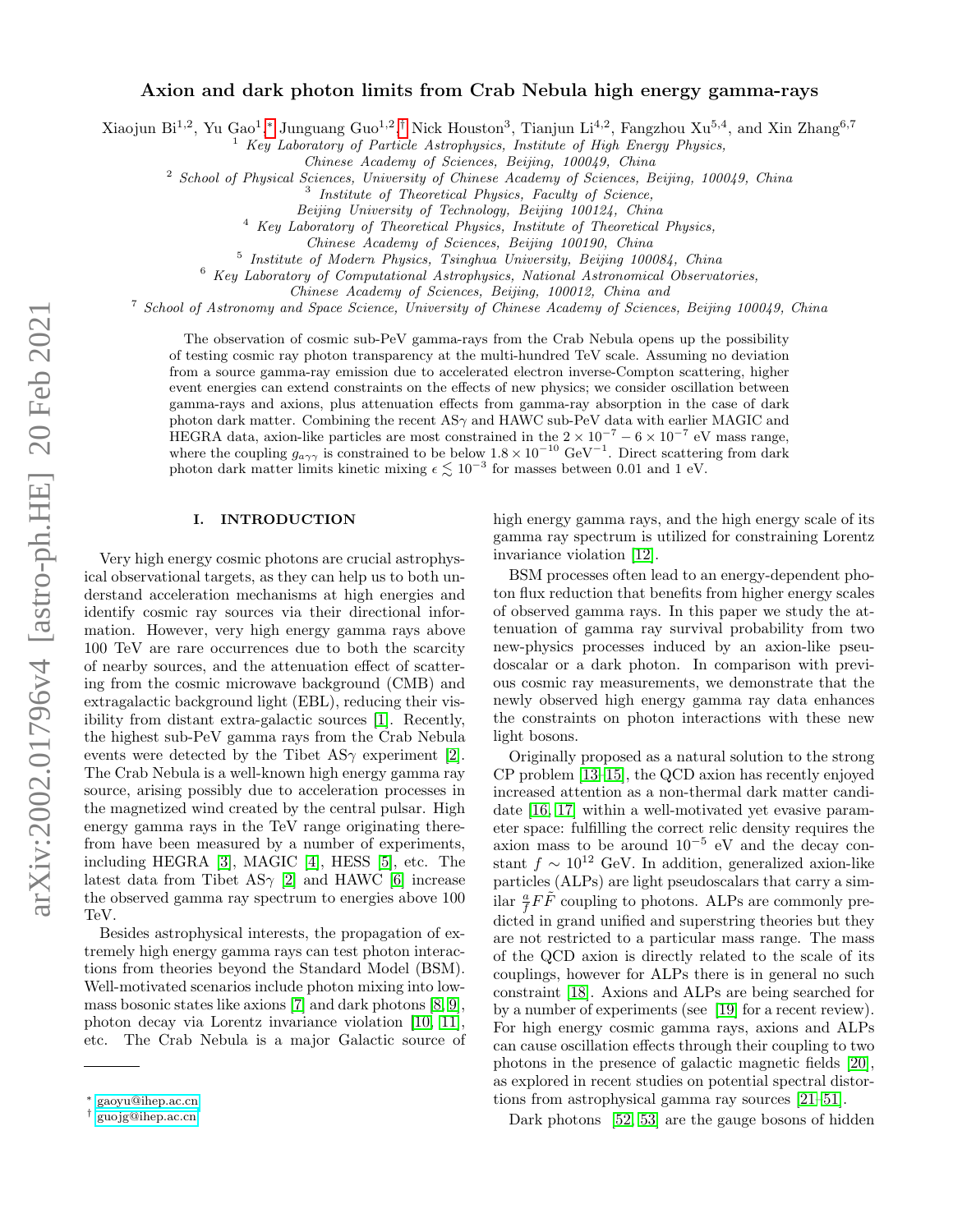# Axion and dark photon limits from Crab Nebula high energy gamma-rays

Xiaojun Bi[1,2], Yu Gao[1,*], Junguang Guo[1,2,†], Nick Houston[3], Tianjun Li[4,2], Fangzhou Xu[5,4], and Xin Zhang[6,7]

[1] *Key Laboratory of Particle Astrophysics, Institute of High Energy Physics, Chinese Academy of Sciences, Beijing, 100049, China*

[2] *School of Physical Sciences, University of Chinese Academy of Sciences, Beijing, 100049, China*

[3] *Institute of Theoretical Physics, Faculty of Science, Beijing University of Technology, Beijing 100124, China*

[4] *Key Laboratory of Theoretical Physics, Institute of Theoretical Physics, Chinese Academy of Sciences, Beijing 100190, China*

[5] *Institute of Modern Physics, Tsinghua University, Beijing 100084, China*

[6] *Key Laboratory of Computational Astrophysics, National Astronomical Observatories, Chinese Academy of Sciences, Beijing, 100012, China and*

[7] *School of Astronomy and Space Science, University of Chinese Academy of Sciences, Beijing 100049, China*

The observation of cosmic sub-PeV gamma-rays from the Crab Nebula opens up the possibility of testing cosmic ray photon transparency at the multi-hundred TeV scale. Assuming no deviation from a source gamma-ray emission due to accelerated electron inverse-Compton scattering, higher event energies can extend constraints on the effects of new physics; we consider oscillation between gamma-rays and axions, plus attenuation effects from gamma-ray absorption in the case of dark photon dark matter. Combining the recent AS$\gamma$ and HAWC sub-PeV data with earlier MAGIC and HEGRA data, axion-like particles are most constrained in the $2\times10^{-7}-6\times10^{-7}$ eV mass range, where the coupling $g_{a\gamma\gamma}$ is constrained to be below $1.8\times10^{-10}$ GeV$^{-1}$. Direct scattering from dark photon dark matter limits kinetic mixing $\epsilon \lesssim 10^{-3}$ for masses between 0.01 and 1 eV.

## I. INTRODUCTION

Very high energy cosmic photons are crucial astrophysical observational targets, as they can help us to both understand acceleration mechanisms at high energies and identify cosmic ray sources via their directional information. However, very high energy gamma rays above 100 TeV are rare occurrences due to both the scarcity of nearby sources, and the attenuation effect of scattering from the cosmic microwave background (CMB) and extragalactic background light (EBL), reducing their visibility from distant extra-galactic sources [1]. Recently, the highest sub-PeV gamma rays from the Crab Nebula events were detected by the Tibet AS$\gamma$ experiment [2]. The Crab Nebula is a well-known high energy gamma ray source, arising possibly due to acceleration processes in the magnetized wind created by the central pulsar. High energy gamma rays in the TeV range originating therefrom have been measured by a number of experiments, including HEGRA [3], MAGIC [4], HESS [5], etc. The latest data from Tibet AS$\gamma$ [2] and HAWC [6] increase the observed gamma ray spectrum to energies above 100 TeV.

Besides astrophysical interests, the propagation of extremely high energy gamma rays can test photon interactions from theories beyond the Standard Model (BSM). Well-motivated scenarios include photon mixing into low-mass bosonic states like axions [7] and dark photons [8, 9], photon decay via Lorentz invariance violation [10, 11], etc. The Crab Nebula is a major Galactic source of high energy gamma rays, and the high energy scale of its gamma ray spectrum is utilized for constraining Lorentz invariance violation [12].

BSM processes often lead to an energy-dependent photon flux reduction that benefits from higher energy scales of observed gamma rays. In this paper we study the attenuation of gamma ray survival probability from two new-physics processes induced by an axion-like pseudoscalar or a dark photon. In comparison with previous cosmic ray measurements, we demonstrate that the newly observed high energy gamma ray data enhances the constraints on photon interactions with these new light bosons.

Originally proposed as a natural solution to the strong CP problem [13–15], the QCD axion has recently enjoyed increased attention as a non-thermal dark matter candidate [16, 17] within a well-motivated yet evasive parameter space: fulfilling the correct relic density requires the axion mass to be around $10^{-5}$ eV and the decay constant $f \sim 10^{12}$ GeV. In addition, generalized axion-like particles (ALPs) are light pseudoscalars that carry a similar $\frac{a}{f}F\tilde{F}$ coupling to photons. ALPs are commonly predicted in grand unified and superstring theories but they are not restricted to a particular mass range. The mass of the QCD axion is directly related to the scale of its couplings, however for ALPs there is in general no such constraint [18]. Axions and ALPs are being searched for by a number of experiments (see [19] for a recent review). For high energy cosmic gamma rays, axions and ALPs can cause oscillation effects through their coupling to two photons in the presence of galactic magnetic fields [20], as explored in recent studies on potential spectral distortions from astrophysical gamma ray sources [21–51].

Dark photons [52, 53] are the gauge bosons of hidden

* gaoyu@ihep.ac.cn
† guojg@ihep.ac.cn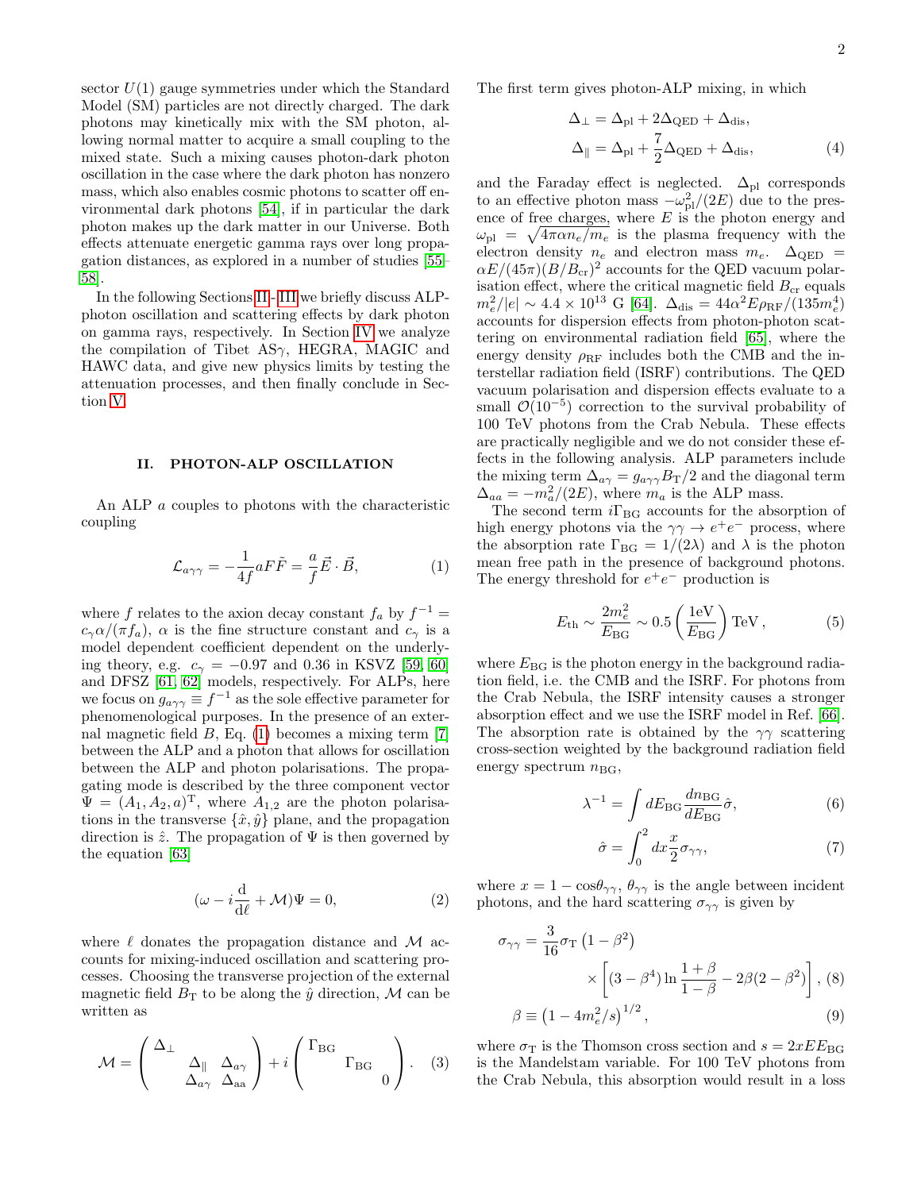sector $U(1)$ gauge symmetries under which the Standard Model (SM) particles are not directly charged. The dark photons may kinetically mix with the SM photon, allowing normal matter to acquire a small coupling to the mixed state. Such a mixing causes photon-dark photon oscillation in the case where the dark photon has nonzero mass, which also enables cosmic photons to scatter off environmental dark photons [54], if in particular the dark photon makes up the dark matter in our Universe. Both effects attenuate energetic gamma rays over long propagation distances, as explored in a number of studies [55–58].

In the following Sections II - III we briefly discuss ALP-photon oscillation and scattering effects by dark photon on gamma rays, respectively. In Section IV we analyze the compilation of Tibet AS$\gamma$, HEGRA, MAGIC and HAWC data, and give new physics limits by testing the attenuation processes, and then finally conclude in Section V.

## II. PHOTON-ALP OSCILLATION

An ALP $a$ couples to photons with the characteristic coupling

$$\mathcal{L}_{a\gamma\gamma} = -\frac{1}{4f} aF\tilde{F} = \frac{a}{f}\vec{E}\cdot\vec{B}, \tag{1}$$

where $f$ relates to the axion decay constant $f_a$ by $f^{-1} = c_\gamma \alpha/(\pi f_a)$, $\alpha$ is the fine structure constant and $c_\gamma$ is a model dependent coefficient dependent on the underlying theory, e.g. $c_\gamma = -0.97$ and 0.36 in KSVZ [59, 60] and DFSZ [61, 62] models, respectively. For ALPs, here we focus on $g_{a\gamma\gamma} \equiv f^{-1}$ as the sole effective parameter for phenomenological purposes. In the presence of an external magnetic field $B$, Eq. (1) becomes a mixing term [7] between the ALP and a photon that allows for oscillation between the ALP and photon polarisations. The propagating mode is described by the three component vector $\Psi = (A_1, A_2, a)^{\mathrm{T}}$, where $A_{1,2}$ are the photon polarisations in the transverse $\{\hat{x}, \hat{y}\}$ plane, and the propagation direction is $\hat{z}$. The propagation of $\Psi$ is then governed by the equation [63]

$$(\omega - i\frac{\mathrm{d}}{\mathrm{d}\ell} + \mathcal{M})\Psi = 0, \tag{2}$$

where $\ell$ donates the propagation distance and $\mathcal{M}$ accounts for mixing-induced oscillation and scattering processes. Choosing the transverse projection of the external magnetic field $B_{\mathrm{T}}$ to be along the $\hat{y}$ direction, $\mathcal{M}$ can be written as

$$\mathcal{M} = \begin{pmatrix} \Delta_\perp & & \\ & \Delta_\parallel & \Delta_{a\gamma} \\ & \Delta_{a\gamma} & \Delta_{\mathrm{aa}} \end{pmatrix} + i\begin{pmatrix} \Gamma_{\mathrm{BG}} & & \\ & \Gamma_{\mathrm{BG}} & \\ & & 0 \end{pmatrix}. \tag{3}$$

The first term gives photon-ALP mixing, in which

$$\Delta_\perp = \Delta_{\mathrm{pl}} + 2\Delta_{\mathrm{QED}} + \Delta_{\mathrm{dis}},$$
$$\Delta_\parallel = \Delta_{\mathrm{pl}} + \frac{7}{2}\Delta_{\mathrm{QED}} + \Delta_{\mathrm{dis}}, \tag{4}$$

and the Faraday effect is neglected. $\Delta_{\mathrm{pl}}$ corresponds to an effective photon mass $-\omega_{\mathrm{pl}}^2/(2E)$ due to the presence of free charges, where $E$ is the photon energy and $\omega_{\mathrm{pl}} = \sqrt{4\pi\alpha n_e/m_e}$ is the plasma frequency with the electron density $n_e$ and electron mass $m_e$. $\Delta_{\mathrm{QED}} = \alpha E/(45\pi)(B/B_{\mathrm{cr}})^2$ accounts for the QED vacuum polarisation effect, where the critical magnetic field $B_{\mathrm{cr}}$ equals $m_e^2/|e| \sim 4.4\times 10^{13}$ G [64]. $\Delta_{\mathrm{dis}} = 44\alpha^2 E\rho_{\mathrm{RF}}/(135 m_e^4)$ accounts for dispersion effects from photon-photon scattering on environmental radiation field [65], where the energy density $\rho_{\mathrm{RF}}$ includes both the CMB and the interstellar radiation field (ISRF) contributions. The QED vacuum polarisation and dispersion effects evaluate to a small $\mathcal{O}(10^{-5})$ correction to the survival probability of 100 TeV photons from the Crab Nebula. These effects are practically negligible and we do not consider these effects in the following analysis. ALP parameters include the mixing term $\Delta_{a\gamma} = g_{a\gamma\gamma}B_{\mathrm{T}}/2$ and the diagonal term $\Delta_{aa} = -m_a^2/(2E)$, where $m_a$ is the ALP mass.

The second term $i\Gamma_{\mathrm{BG}}$ accounts for the absorption of high energy photons via the $\gamma\gamma \to e^+e^-$ process, where the absorption rate $\Gamma_{\mathrm{BG}} = 1/(2\lambda)$ and $\lambda$ is the photon mean free path in the presence of background photons. The energy threshold for $e^+e^-$ production is

$$E_{\mathrm{th}} \sim \frac{2m_e^2}{E_{\mathrm{BG}}} \sim 0.5\left(\frac{1\mathrm{eV}}{E_{\mathrm{BG}}}\right)\mathrm{TeV}, \tag{5}$$

where $E_{\mathrm{BG}}$ is the photon energy in the background radiation field, i.e. the CMB and the ISRF. For photons from the Crab Nebula, the ISRF intensity causes a stronger absorption effect and we use the ISRF model in Ref. [66]. The absorption rate is obtained by the $\gamma\gamma$ scattering cross-section weighted by the background radiation field energy spectrum $n_{\mathrm{BG}}$,

$$\lambda^{-1} = \int dE_{\mathrm{BG}}\frac{dn_{\mathrm{BG}}}{dE_{\mathrm{BG}}}\hat{\sigma}, \tag{6}$$

$$\hat{\sigma} = \int_0^2 dx\frac{x}{2}\sigma_{\gamma\gamma}, \tag{7}$$

where $x = 1 - \cos\theta_{\gamma\gamma}$, $\theta_{\gamma\gamma}$ is the angle between incident photons, and the hard scattering $\sigma_{\gamma\gamma}$ is given by

$$\sigma_{\gamma\gamma} = \frac{3}{16}\sigma_{\mathrm{T}}\left(1-\beta^2\right) \times\left[(3-\beta^4)\ln\frac{1+\beta}{1-\beta} - 2\beta(2-\beta^2)\right], \tag{8}$$

$$\beta \equiv \left(1 - 4m_e^2/s\right)^{1/2}, \tag{9}$$

where $\sigma_{\mathrm{T}}$ is the Thomson cross section and $s = 2xEE_{\mathrm{BG}}$ is the Mandelstam variable. For 100 TeV photons from the Crab Nebula, this absorption would result in a loss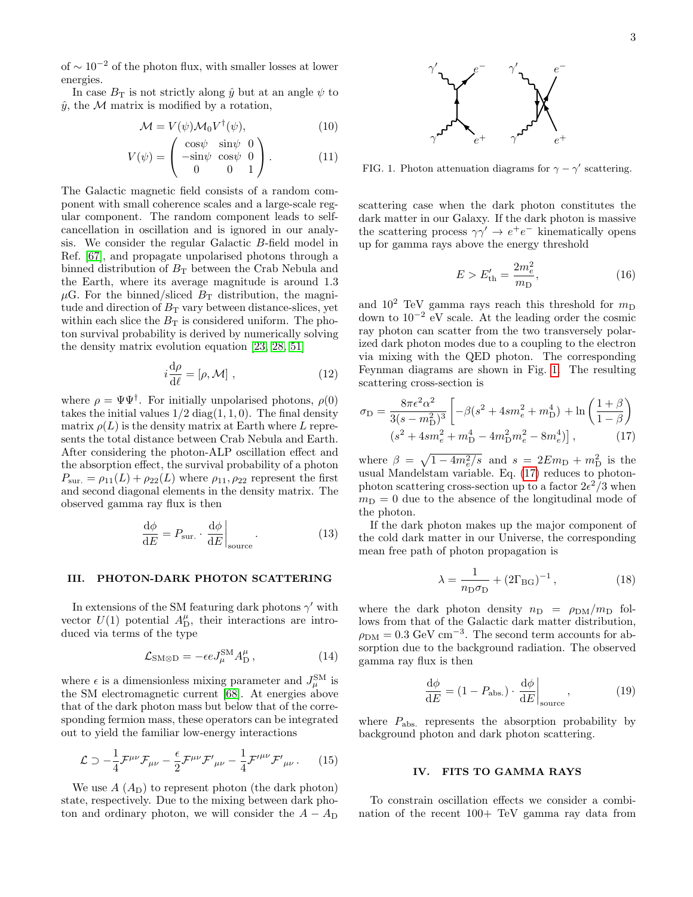of $\sim 10^{-2}$ of the photon flux, with smaller losses at lower energies.

In case $B_\mathrm{T}$ is not strictly along $\hat{y}$ but at an angle $\psi$ to $\hat{y}$, the $\mathcal{M}$ matrix is modified by a rotation,

$$\mathcal{M} = V(\psi)\mathcal{M}_0 V^\dagger(\psi), \tag{10}$$

$$V(\psi) = \begin{pmatrix} \cos\psi & \sin\psi & 0 \\ -\sin\psi & \cos\psi & 0 \\ 0 & 0 & 1 \end{pmatrix}. \tag{11}$$

The Galactic magnetic field consists of a random component with small coherence scales and a large-scale regular component. The random component leads to self-cancellation in oscillation and is ignored in our analysis. We consider the regular Galactic $B$-field model in Ref. [67], and propagate unpolarised photons through a binned distribution of $B_\mathrm{T}$ between the Crab Nebula and the Earth, where its average magnitude is around 1.3 $\mu$G. For the binned/sliced $B_\mathrm{T}$ distribution, the magnitude and direction of $B_\mathrm{T}$ vary between distance-slices, yet within each slice the $B_\mathrm{T}$ is considered uniform. The photon survival probability is derived by numerically solving the density matrix evolution equation [23, 28, 51]

$$i\frac{\mathrm{d}\rho}{\mathrm{d}\ell} = [\rho, \mathcal{M}]\,, \tag{12}$$

where $\rho = \Psi\Psi^\dagger$. For initially unpolarised photons, $\rho(0)$ takes the initial values $1/2\,\mathrm{diag}(1, 1, 0)$. The final density matrix $\rho(L)$ is the density matrix at Earth where $L$ represents the total distance between Crab Nebula and Earth. After considering the photon-ALP oscillation effect and the absorption effect, the survival probability of a photon $P_{\mathrm{sur.}} = \rho_{11}(L) + \rho_{22}(L)$ where $\rho_{11}, \rho_{22}$ represent the first and second diagonal elements in the density matrix. The observed gamma ray flux is then

$$\frac{\mathrm{d}\phi}{\mathrm{d}E} = P_{\mathrm{sur.}} \cdot \left.\frac{\mathrm{d}\phi}{\mathrm{d}E}\right|_{\mathrm{source}}. \tag{13}$$

## III. PHOTON-DARK PHOTON SCATTERING

In extensions of the SM featuring dark photons $\gamma'$ with vector $U(1)$ potential $A^\mu_\mathrm{D}$, their interactions are introduced via terms of the type

$$\mathcal{L}_{\mathrm{SM}\otimes\mathrm{D}} = -\epsilon e J^{\mathrm{SM}}_\mu A^\mu_\mathrm{D}\,, \tag{14}$$

where $\epsilon$ is a dimensionless mixing parameter and $J^{\mathrm{SM}}_\mu$ is the SM electromagnetic current [68]. At energies above that of the dark photon mass but below that of the corresponding fermion mass, these operators can be integrated out to yield the familiar low-energy interactions

$$\mathcal{L} \supset -\frac{1}{4}\mathcal{F}^{\mu\nu}\mathcal{F}_{\mu\nu} - \frac{\epsilon}{2}\mathcal{F}^{\mu\nu}\mathcal{F'}_{\mu\nu} - \frac{1}{4}\mathcal{F'}^{\mu\nu}\mathcal{F'}_{\mu\nu}\,. \tag{15}$$

We use $A$ ($A_\mathrm{D}$) to represent photon (the dark photon) state, respectively. Due to the mixing between dark photon and ordinary photon, we will consider the $A - A_\mathrm{D}$ scattering case when the dark photon constitutes the dark matter in our Galaxy. If the dark photon is massive the scattering process $\gamma\gamma' \to e^+e^-$ kinematically opens up for gamma rays above the energy threshold

FIG. 1. Photon attenuation diagrams for $\gamma - \gamma'$ scattering.

$$E > E'_{\mathrm{th}} = \frac{2m_e^2}{m_\mathrm{D}}, \tag{16}$$

and $10^2$ TeV gamma rays reach this threshold for $m_\mathrm{D}$ down to $10^{-2}$ eV scale. At the leading order the cosmic ray photon can scatter from the two transversely polarized dark photon modes due to a coupling to the electron via mixing with the QED photon. The corresponding Feynman diagrams are shown in Fig. 1. The resulting scattering cross-section is

$$\sigma_\mathrm{D} = \frac{8\pi\epsilon^2\alpha^2}{3(s-m_\mathrm{D}^2)^3}\left[-\beta(s^2+4sm_e^2+m_\mathrm{D}^4) + \ln\left(\frac{1+\beta}{1-\beta}\right)\right.$$
$$\left.(s^2+4sm_e^2+m_\mathrm{D}^4-4m_\mathrm{D}^2m_e^2-8m_e^4)\right], \tag{17}$$

where $\beta = \sqrt{1-4m_e^2/s}$ and $s = 2Em_\mathrm{D} + m_\mathrm{D}^2$ is the usual Mandelstam variable. Eq. (17) reduces to photon-photon scattering cross-section up to a factor $2\epsilon^2/3$ when $m_\mathrm{D} = 0$ due to the absence of the longitudinal mode of the photon.

If the dark photon makes up the major component of the cold dark matter in our Universe, the corresponding mean free path of photon propagation is

$$\lambda = \frac{1}{n_\mathrm{D}\sigma_\mathrm{D}} + (2\Gamma_{\mathrm{BG}})^{-1}\,, \tag{18}$$

where the dark photon density $n_\mathrm{D} = \rho_{\mathrm{DM}}/m_\mathrm{D}$ follows from that of the Galactic dark matter distribution, $\rho_{\mathrm{DM}} = 0.3$ GeV cm$^{-3}$. The second term accounts for absorption due to the background radiation. The observed gamma ray flux is then

$$\frac{\mathrm{d}\phi}{\mathrm{d}E} = (1-P_{\mathrm{abs.}}) \cdot \left.\frac{\mathrm{d}\phi}{\mathrm{d}E}\right|_{\mathrm{source}}, \tag{19}$$

where $P_{\mathrm{abs.}}$ represents the absorption probability by background photon and dark photon scattering.

## IV. FITS TO GAMMA RAYS

To constrain oscillation effects we consider a combination of the recent 100+ TeV gamma ray data from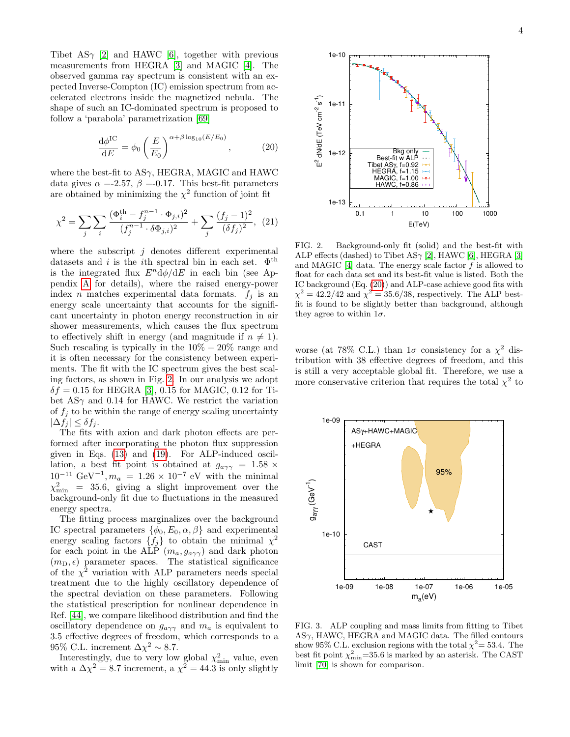Tibet AS$\gamma$ [2] and HAWC [6], together with previous measurements from HEGRA [3] and MAGIC [4]. The observed gamma ray spectrum is consistent with an expected Inverse-Compton (IC) emission spectrum from accelerated electrons inside the magnetized nebula. The shape of such an IC-dominated spectrum is proposed to follow a 'parabola' parametrization [69]

$$\frac{\mathrm{d}\phi^{\mathrm{IC}}}{\mathrm{d}E} = \phi_0 \left(\frac{E}{E_0}\right)^{\alpha+\beta \log_{10}(E/E_0)}, \tag{20}$$

where the best-fit to AS$\gamma$, HEGRA, MAGIC and HAWC data gives $\alpha$ =-2.57, $\beta$ =-0.17. This best-fit parameters are obtained by minimizing the $\chi^2$ function of joint fit

$$\chi^2 = \sum_j \sum_i \frac{(\Phi_i^{\mathrm{th}} - f_j^{n-1}\cdot\Phi_{j,i})^2}{(f_j^{n-1}\cdot\delta\Phi_{j,i})^2} + \sum_j \frac{(f_j-1)^2}{(\delta f_j)^2}, \tag{21}$$

where the subscript $j$ denotes different experimental datasets and $i$ is the $i$th spectral bin in each set. $\Phi^{\mathrm{th}}$ is the integrated flux $E^n \mathrm{d}\phi/\mathrm{d}E$ in each bin (see Appendix A for details), where the raised energy-power index $n$ matches experimental data formats. $f_j$ is an energy scale uncertainty that accounts for the significant uncertainty in photon energy reconstruction in air shower measurements, which causes the flux spectrum to effectively shift in energy (and magnitude if $n \neq 1$). Such rescaling is typically in the $10\% - 20\%$ range and it is often necessary for the consistency between experiments. The fit with the IC spectrum gives the best scaling factors, as shown in Fig. 2. In our analysis we adopt $\delta f = 0.15$ for HEGRA [3], 0.15 for MAGIC, 0.12 for Tibet AS$\gamma$ and 0.14 for HAWC. We restrict the variation of $f_j$ to be within the range of energy scaling uncertainty $|\Delta f_j| \leq \delta f_j$.

The fits with axion and dark photon effects are performed after incorporating the photon flux suppression given in Eqs. (13) and (19). For ALP-induced oscillation, a best fit point is obtained at $g_{a\gamma\gamma} = 1.58 \times 10^{-11}$ GeV$^{-1}$, $m_a = 1.26 \times 10^{-7}$ eV with the minimal $\chi^2_{\mathrm{min}} = 35.6$, giving a slight improvement over the background-only fit due to fluctuations in the measured energy spectra.

The fitting process marginalizes over the background IC spectral parameters $\{\phi_0, E_0, \alpha, \beta\}$ and experimental energy scaling factors $\{f_j\}$ to obtain the minimal $\chi^2$ for each point in the ALP $(m_a, g_{a\gamma\gamma})$ and dark photon $(m_{\mathrm{D}}, \epsilon)$ parameter spaces. The statistical significance of the $\chi^2$ variation with ALP parameters needs special treatment due to the highly oscillatory dependence of the spectral deviation on these parameters. Following the statistical prescription for nonlinear dependence in Ref. [44], we compare likelihood distribution and find the oscillatory dependence on $g_{a\gamma\gamma}$ and $m_a$ is equivalent to 3.5 effective degrees of freedom, which corresponds to a 95% C.L. increment $\Delta\chi^2 \sim 8.7$.

Interestingly, due to very low global $\chi^2_{\mathrm{min}}$ value, even with a $\Delta\chi^2 = 8.7$ increment, a $\chi^2 = 44.3$ is only slightly worse (at 78% C.L.) than $1\sigma$ consistency for a $\chi^2$ distribution with 38 effective degrees of freedom, and this is still a very acceptable global fit. Therefore, we use a more conservative criterion that requires the total $\chi^2$ to

FIG. 2. Background-only fit (solid) and the best-fit with ALP effects (dashed) to Tibet AS$\gamma$ [2], HAWC [6], HEGRA [3] and MAGIC [4] data. The energy scale factor $f$ is allowed to float for each data set and its best-fit value is listed. Both the IC background (Eq. (20)) and ALP-case achieve good fits with $\chi^2 = 42.2/42$ and $\chi^2 = 35.6/38$, respectively. The ALP best-fit is found to be slightly better than background, although they agree to within $1\sigma$.

FIG. 3. ALP coupling and mass limits from fitting to Tibet AS$\gamma$, HAWC, HEGRA and MAGIC data. The filled contours show 95% C.L. exclusion regions with the total $\chi^2$= 53.4. The best fit point $\chi^2_{\mathrm{min}}$=35.6 is marked by an asterisk. The CAST limit [70] is shown for comparison.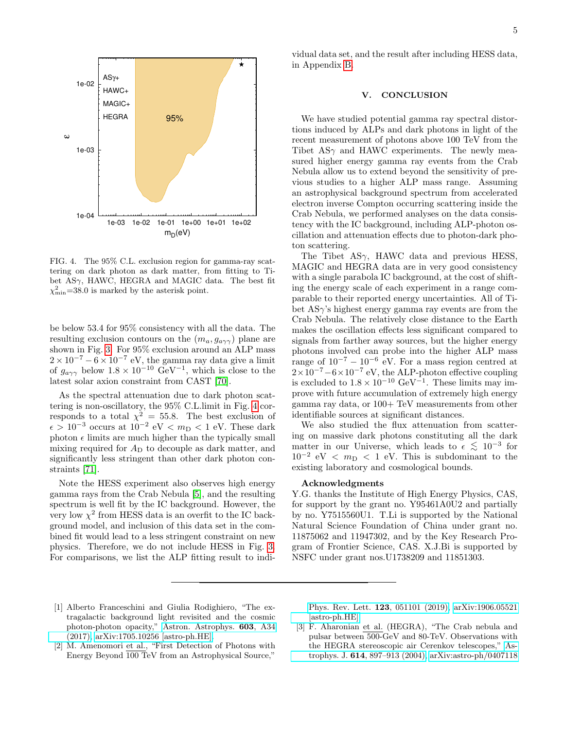FIG. 4. The 95% C.L. exclusion region for gamma-ray scattering on dark photon as dark matter, from fitting to Tibet AS$\gamma$, HAWC, HEGRA and MAGIC data. The best fit $\chi^2_{\rm min}$=38.0 is marked by the asterisk point.

be below 53.4 for 95% consistency with all the data. The resulting exclusion contours on the $(m_a, g_{a\gamma\gamma})$ plane are shown in Fig. 3. For 95% exclusion around an ALP mass $2\times10^{-7}-6\times10^{-7}$ eV, the gamma ray data give a limit of $g_{a\gamma\gamma}$ below $1.8\times10^{-10}$ GeV$^{-1}$, which is close to the latest solar axion constraint from CAST [70].

As the spectral attenuation due to dark photon scattering is non-oscillatory, the 95% C.L.limit in Fig. 4 corresponds to a total $\chi^2 = 55.8$. The best exclusion of $\epsilon > 10^{-3}$ occurs at $10^{-2}$ eV $< m_{\rm D} < 1$ eV. These dark photon $\epsilon$ limits are much higher than the typically small mixing required for $A_{\rm D}$ to decouple as dark matter, and significantly less stringent than other dark photon constraints [71].

Note the HESS experiment also observes high energy gamma rays from the Crab Nebula [5], and the resulting spectrum is well fit by the IC background. However, the very low $\chi^2$ from HESS data is an overfit to the IC background model, and inclusion of this data set in the combined fit would lead to a less stringent constraint on new physics. Therefore, we do not include HESS in Fig. 3. For comparisons, we list the ALP fitting result to individual data set, and the result after including HESS data, in Appendix B.

## V. CONCLUSION

We have studied potential gamma ray spectral distortions induced by ALPs and dark photons in light of the recent measurement of photons above 100 TeV from the Tibet AS$\gamma$ and HAWC experiments. The newly measured higher energy gamma ray events from the Crab Nebula allow us to extend beyond the sensitivity of previous studies to a higher ALP mass range. Assuming an astrophysical background spectrum from accelerated electron inverse Compton occurring scattering inside the Crab Nebula, we performed analyses on the data consistency with the IC background, including ALP-photon oscillation and attenuation effects due to photon-dark photon scattering.

The Tibet AS$\gamma$, HAWC data and previous HESS, MAGIC and HEGRA data are in very good consistency with a single parabola IC background, at the cost of shifting the energy scale of each experiment in a range comparable to their reported energy uncertainties. All of Tibet AS$\gamma$'s highest energy gamma ray events are from the Crab Nebula. The relatively close distance to the Earth makes the oscillation effects less significant compared to signals from farther away sources, but the higher energy photons involved can probe into the higher ALP mass range of $10^{-7}-10^{-6}$ eV. For a mass region centred at $2\times10^{-7}-6\times10^{-7}$ eV, the ALP-photon effective coupling is excluded to $1.8\times10^{-10}$ GeV$^{-1}$. These limits may improve with future accumulation of extremely high energy gamma ray data, or 100+ TeV measurements from other identifiable sources at significant distances.

We also studied the flux attenuation from scattering on massive dark photons constituting all the dark matter in our Universe, which leads to $\epsilon \lesssim 10^{-3}$ for $10^{-2}$ eV $< m_{\rm D} < 1$ eV. This is subdominant to the existing laboratory and cosmological bounds.

**Acknowledgments**

Y.G. thanks the Institute of High Energy Physics, CAS, for support by the grant no. Y95461A0U2 and partially by no. Y7515560U1. T.Li is supported by the National Natural Science Foundation of China under grant no. 11875062 and 11947302, and by the Key Research Program of Frontier Science, CAS. X.J.Bi is supported by NSFC under grant nos.U1738209 and 11851303.

---

[1] Alberto Franceschini and Giulia Rodighiero, "The extragalactic background light revisited and the cosmic photon-photon opacity," Astron. Astrophys. **603**, A34 (2017), arXiv:1705.10256 [astro-ph.HE].

[2] M. Amenomori et al., "First Detection of Photons with Energy Beyond 100 TeV from an Astrophysical Source," Phys. Rev. Lett. **123**, 051101 (2019), arXiv:1906.05521 [astro-ph.HE].

[3] F. Aharonian et al. (HEGRA), "The Crab nebula and pulsar between 500-GeV and 80-TeV. Observations with the HEGRA stereoscopic air Cerenkov telescopes," Astrophys. J. **614**, 897–913 (2004), arXiv:astro-ph/0407118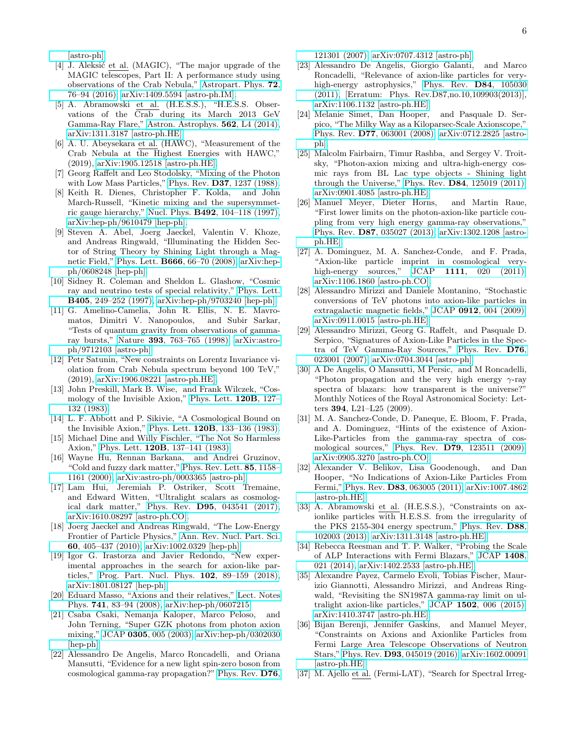[astro-ph].

[4] J. Aleksić et al. (MAGIC), "The major upgrade of the MAGIC telescopes, Part II: A performance study using observations of the Crab Nebula," Astropart. Phys. **72**, 76–94 (2016), arXiv:1409.5594 [astro-ph.IM].

[5] A. Abramowski et al. (H.E.S.S.), "H.E.S.S. Observations of the Crab during its March 2013 GeV Gamma-Ray Flare," Astron. Astrophys. **562**, L4 (2014), arXiv:1311.3187 [astro-ph.HE].

[6] A. U. Abeysekara et al. (HAWC), "Measurement of the Crab Nebula at the Highest Energies with HAWC," (2019), arXiv:1905.12518 [astro-ph.HE].

[7] Georg Raffelt and Leo Stodolsky, "Mixing of the Photon with Low Mass Particles," Phys. Rev. **D37**, 1237 (1988).

[8] Keith R. Dienes, Christopher F. Kolda, and John March-Russell, "Kinetic mixing and the supersymmetric gauge hierarchy," Nucl. Phys. **B492**, 104–118 (1997), arXiv:hep-ph/9610479 [hep-ph].

[9] Steven A. Abel, Joerg Jaeckel, Valentin V. Khoze, and Andreas Ringwald, "Illuminating the Hidden Sector of String Theory by Shining Light through a Magnetic Field," Phys. Lett. **B666**, 66–70 (2008), arXiv:hep-ph/0608248 [hep-ph].

[10] Sidney R. Coleman and Sheldon L. Glashow, "Cosmic ray and neutrino tests of special relativity," Phys. Lett. **B405**, 249–252 (1997), arXiv:hep-ph/9703240 [hep-ph].

[11] G. Amelino-Camelia, John R. Ellis, N. E. Mavromatos, Dimitri V. Nanopoulos, and Subir Sarkar, "Tests of quantum gravity from observations of gamma-ray bursts," Nature **393**, 763–765 (1998), arXiv:astro-ph/9712103 [astro-ph].

[12] Petr Satunin, "New constraints on Lorentz Invariance violation from Crab Nebula spectrum beyond 100 TeV," (2019), arXiv:1906.08221 [astro-ph.HE].

[13] John Preskill, Mark B. Wise, and Frank Wilczek, "Cosmology of the Invisible Axion," Phys. Lett. **120B**, 127–132 (1983).

[14] L. F. Abbott and P. Sikivie, "A Cosmological Bound on the Invisible Axion," Phys. Lett. **120B**, 133–136 (1983).

[15] Michael Dine and Willy Fischler, "The Not So Harmless Axion," Phys. Lett. **120B**, 137–141 (1983).

[16] Wayne Hu, Rennan Barkana, and Andrei Gruzinov, "Cold and fuzzy dark matter," Phys. Rev. Lett. **85**, 1158–1161 (2000), arXiv:astro-ph/0003365 [astro-ph].

[17] Lam Hui, Jeremiah P. Ostriker, Scott Tremaine, and Edward Witten, "Ultralight scalars as cosmological dark matter," Phys. Rev. **D95**, 043541 (2017), arXiv:1610.08297 [astro-ph.CO].

[18] Joerg Jaeckel and Andreas Ringwald, "The Low-Energy Frontier of Particle Physics," Ann. Rev. Nucl. Part. Sci. **60**, 405–437 (2010), arXiv:1002.0329 [hep-ph].

[19] Igor G. Irastorza and Javier Redondo, "New experimental approaches in the search for axion-like particles," Prog. Part. Nucl. Phys. **102**, 89–159 (2018), arXiv:1801.08127 [hep-ph].

[20] Eduard Masso, "Axions and their relatives," Lect. Notes Phys. **741**, 83–94 (2008), arXiv:hep-ph/0607215.

[21] Csaba Csaki, Nemanja Kaloper, Marco Peloso, and John Terning, "Super GZK photons from photon axion mixing," JCAP **0305**, 005 (2003), arXiv:hep-ph/0302030 [hep-ph].

[22] Alessandro De Angelis, Marco Roncadelli, and Oriana Mansutti, "Evidence for a new light spin-zero boson from cosmological gamma-ray propagation?" Phys. Rev. **D76**, 121301 (2007), arXiv:0707.4312 [astro-ph].

[23] Alessandro De Angelis, Giorgio Galanti, and Marco Roncadelli, "Relevance of axion-like particles for very-high-energy astrophysics," Phys. Rev. **D84**, 105030 (2011), [Erratum: Phys. Rev.D87,no.10,109903(2013)], arXiv:1106.1132 [astro-ph.HE].

[24] Melanie Simet, Dan Hooper, and Pasquale D. Serpico, "The Milky Way as a Kiloparsec-Scale Axionscope," Phys. Rev. **D77**, 063001 (2008), arXiv:0712.2825 [astro-ph].

[25] Malcolm Fairbairn, Timur Rashba, and Sergey V. Troitsky, "Photon-axion mixing and ultra-high-energy cosmic rays from BL Lac type objects - Shining light through the Universe," Phys. Rev. **D84**, 125019 (2011), arXiv:0901.4085 [astro-ph.HE].

[26] Manuel Meyer, Dieter Horns, and Martin Raue, "First lower limits on the photon-axion-like particle coupling from very high energy gamma-ray observations," Phys. Rev. **D87**, 035027 (2013), arXiv:1302.1208 [astro-ph.HE].

[27] A. Dominguez, M. A. Sanchez-Conde, and F. Prada, "Axion-like particle imprint in cosmological very-high-energy sources," JCAP **1111**, 020 (2011), arXiv:1106.1860 [astro-ph.CO].

[28] Alessandro Mirizzi and Daniele Montanino, "Stochastic conversions of TeV photons into axion-like particles in extragalactic magnetic fields," JCAP **0912**, 004 (2009), arXiv:0911.0015 [astro-ph.HE].

[29] Alessandro Mirizzi, Georg G. Raffelt, and Pasquale D. Serpico, "Signatures of Axion-Like Particles in the Spectra of TeV Gamma-Ray Sources," Phys. Rev. **D76**, 023001 (2007), arXiv:0704.3044 [astro-ph].

[30] A De Angelis, O Mansutti, M Persic, and M Roncadelli, "Photon propagation and the very high energy $\gamma$-ray spectra of blazars: how transparent is the universe?" Monthly Notices of the Royal Astronomical Society: Letters **394**, L21–L25 (2009).

[31] M. A. Sanchez-Conde, D. Paneque, E. Bloom, F. Prada, and A. Dominguez, "Hints of the existence of Axion-Like-Particles from the gamma-ray spectra of cosmological sources," Phys. Rev. **D79**, 123511 (2009), arXiv:0905.3270 [astro-ph.CO].

[32] Alexander V. Belikov, Lisa Goodenough, and Dan Hooper, "No Indications of Axion-Like Particles From Fermi," Phys. Rev. **D83**, 063005 (2011), arXiv:1007.4862 [astro-ph.HE].

[33] A. Abramowski et al. (H.E.S.S.), "Constraints on axionlike particles with H.E.S.S. from the irregularity of the PKS 2155-304 energy spectrum," Phys. Rev. **D88**, 102003 (2013), arXiv:1311.3148 [astro-ph.HE].

[34] Rebecca Reesman and T. P. Walker, "Probing the Scale of ALP Interactions with Fermi Blazars," JCAP **1408**, 021 (2014), arXiv:1402.2533 [astro-ph.HE].

[35] Alexandre Payez, Carmelo Evoli, Tobias Fischer, Maurizio Giannotti, Alessandro Mirizzi, and Andreas Ringwald, "Revisiting the SN1987A gamma-ray limit on ultralight axion-like particles," JCAP **1502**, 006 (2015), arXiv:1410.3747 [astro-ph.HE].

[36] Bijan Berenji, Jennifer Gaskins, and Manuel Meyer, "Constraints on Axions and Axionlike Particles from Fermi Large Area Telescope Observations of Neutron Stars," Phys. Rev. **D93**, 045019 (2016), arXiv:1602.00091 [astro-ph.HE].

[37] M. Ajello et al. (Fermi-LAT), "Search for Spectral Irreg-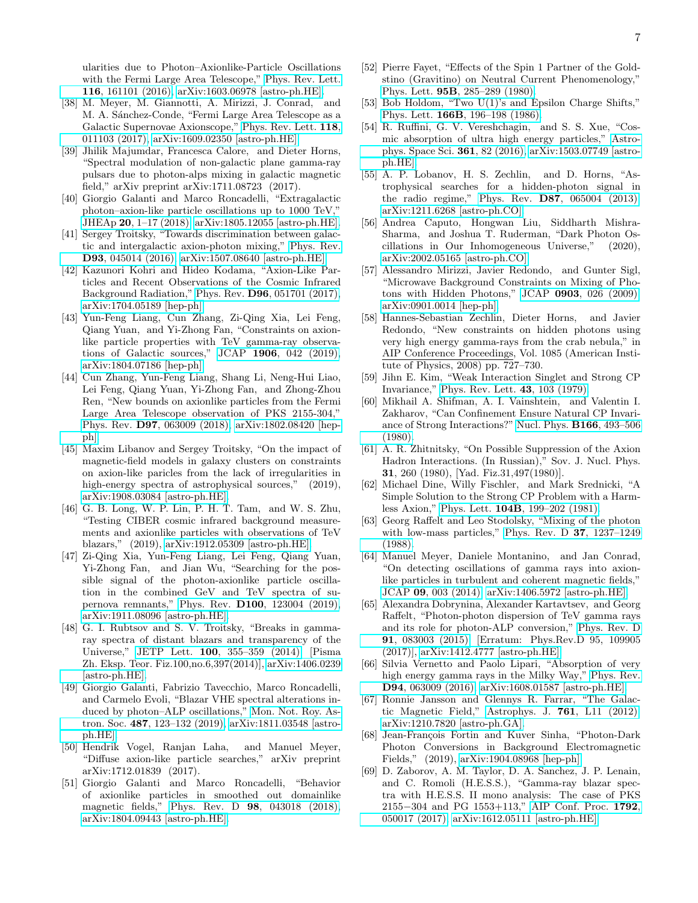ularities due to Photon–Axionlike-Particle Oscillations with the Fermi Large Area Telescope," Phys. Rev. Lett. **116**, 161101 (2016), arXiv:1603.06978 [astro-ph.HE].

[38] M. Meyer, M. Giannotti, A. Mirizzi, J. Conrad, and M. A. Sánchez-Conde, "Fermi Large Area Telescope as a Galactic Supernovae Axionscope," Phys. Rev. Lett. **118**, 011103 (2017), arXiv:1609.02350 [astro-ph.HE].

[39] Jhilik Majumdar, Francesca Calore, and Dieter Horns, "Spectral modulation of non-galactic plane gamma-ray pulsars due to photon-alps mixing in galactic magnetic field," arXiv preprint arXiv:1711.08723 (2017).

[40] Giorgio Galanti and Marco Roncadelli, "Extragalactic photon–axion-like particle oscillations up to 1000 TeV," JHEAp **20**, 1–17 (2018), arXiv:1805.12055 [astro-ph.HE].

[41] Sergey Troitsky, "Towards discrimination between galactic and intergalactic axion-photon mixing," Phys. Rev. **D93**, 045014 (2016), arXiv:1507.08640 [astro-ph.HE].

[42] Kazunori Kohri and Hideo Kodama, "Axion-Like Particles and Recent Observations of the Cosmic Infrared Background Radiation," Phys. Rev. **D96**, 051701 (2017), arXiv:1704.05189 [hep-ph].

[43] Yun-Feng Liang, Cun Zhang, Zi-Qing Xia, Lei Feng, Qiang Yuan, and Yi-Zhong Fan, "Constraints on axion-like particle properties with TeV gamma-ray observations of Galactic sources," JCAP **1906**, 042 (2019), arXiv:1804.07186 [hep-ph].

[44] Cun Zhang, Yun-Feng Liang, Shang Li, Neng-Hui Liao, Lei Feng, Qiang Yuan, Yi-Zhong Fan, and Zhong-Zhou Ren, "New bounds on axionlike particles from the Fermi Large Area Telescope observation of PKS 2155-304," Phys. Rev. **D97**, 063009 (2018), arXiv:1802.08420 [hep-ph].

[45] Maxim Libanov and Sergey Troitsky, "On the impact of magnetic-field models in galaxy clusters on constraints on axion-like paricles from the lack of irregularities in high-energy spectra of astrophysical sources," (2019), arXiv:1908.03084 [astro-ph.HE].

[46] G. B. Long, W. P. Lin, P. H. T. Tam, and W. S. Zhu, "Testing CIBER cosmic infrared background measurements and axionlike particles with observations of TeV blazars," (2019), arXiv:1912.05309 [astro-ph.HE].

[47] Zi-Qing Xia, Yun-Feng Liang, Lei Feng, Qiang Yuan, Yi-Zhong Fan, and Jian Wu, "Searching for the possible signal of the photon-axionlike particle oscillation in the combined GeV and TeV spectra of supernova remnants," Phys. Rev. **D100**, 123004 (2019), arXiv:1911.08096 [astro-ph.HE].

[48] G. I. Rubtsov and S. V. Troitsky, "Breaks in gamma-ray spectra of distant blazars and transparency of the Universe," JETP Lett. **100**, 355–359 (2014), [Pisma Zh. Eksp. Teor. Fiz.100,no.6,397(2014)], arXiv:1406.0239 [astro-ph.HE].

[49] Giorgio Galanti, Fabrizio Tavecchio, Marco Roncadelli, and Carmelo Evoli, "Blazar VHE spectral alterations induced by photon–ALP oscillations," Mon. Not. Roy. Astron. Soc. **487**, 123–132 (2019), arXiv:1811.03548 [astro-ph.HE].

[50] Hendrik Vogel, Ranjan Laha, and Manuel Meyer, "Diffuse axion-like particle searches," arXiv preprint arXiv:1712.01839 (2017).

[51] Giorgio Galanti and Marco Roncadelli, "Behavior of axionlike particles in smoothed out domainlike magnetic fields," Phys. Rev. D **98**, 043018 (2018), arXiv:1804.09443 [astro-ph.HE].

[52] Pierre Fayet, "Effects of the Spin 1 Partner of the Goldstino (Gravitino) on Neutral Current Phenomenology," Phys. Lett. **95B**, 285–289 (1980).

[53] Bob Holdom, "Two U(1)'s and Epsilon Charge Shifts," Phys. Lett. **166B**, 196–198 (1986).

[54] R. Ruffini, G. V. Vereshchagin, and S. S. Xue, "Cosmic absorption of ultra high energy particles," Astrophys. Space Sci. **361**, 82 (2016), arXiv:1503.07749 [astro-ph.HE].

[55] A. P. Lobanov, H. S. Zechlin, and D. Horns, "Astrophysical searches for a hidden-photon signal in the radio regime," Phys. Rev. **D87**, 065004 (2013), arXiv:1211.6268 [astro-ph.CO].

[56] Andrea Caputo, Hongwan Liu, Siddharth Mishra-Sharma, and Joshua T. Ruderman, "Dark Photon Oscillations in Our Inhomogeneous Universe," (2020), arXiv:2002.05165 [astro-ph.CO].

[57] Alessandro Mirizzi, Javier Redondo, and Gunter Sigl, "Microwave Background Constraints on Mixing of Photons with Hidden Photons," JCAP **0903**, 026 (2009), arXiv:0901.0014 [hep-ph].

[58] Hannes-Sebastian Zechlin, Dieter Horns, and Javier Redondo, "New constraints on hidden photons using very high energy gamma-rays from the crab nebula," in AIP Conference Proceedings, Vol. 1085 (American Institute of Physics, 2008) pp. 727–730.

[59] Jihn E. Kim, "Weak Interaction Singlet and Strong CP Invariance," Phys. Rev. Lett. **43**, 103 (1979).

[60] Mikhail A. Shifman, A. I. Vainshtein, and Valentin I. Zakharov, "Can Confinement Ensure Natural CP Invariance of Strong Interactions?" Nucl. Phys. **B166**, 493–506 (1980).

[61] A. R. Zhitnitsky, "On Possible Suppression of the Axion Hadron Interactions. (In Russian)," Sov. J. Nucl. Phys. **31**, 260 (1980), [Yad. Fiz.31,497(1980)].

[62] Michael Dine, Willy Fischler, and Mark Srednicki, "A Simple Solution to the Strong CP Problem with a Harmless Axion," Phys. Lett. **104B**, 199–202 (1981).

[63] Georg Raffelt and Leo Stodolsky, "Mixing of the photon with low-mass particles," Phys. Rev. D **37**, 1237–1249 (1988).

[64] Manuel Meyer, Daniele Montanino, and Jan Conrad, "On detecting oscillations of gamma rays into axion-like particles in turbulent and coherent magnetic fields," JCAP **09**, 003 (2014), arXiv:1406.5972 [astro-ph.HE].

[65] Alexandra Dobrynina, Alexander Kartavtsev, and Georg Raffelt, "Photon-photon dispersion of TeV gamma rays and its role for photon-ALP conversion," Phys. Rev. D **91**, 083003 (2015), [Erratum: Phys.Rev.D 95, 109905 (2017)], arXiv:1412.4777 [astro-ph.HE].

[66] Silvia Vernetto and Paolo Lipari, "Absorption of very high energy gamma rays in the Milky Way," Phys. Rev. **D94**, 063009 (2016), arXiv:1608.01587 [astro-ph.HE].

[67] Ronnie Jansson and Glennys R. Farrar, "The Galactic Magnetic Field," Astrophys. J. **761**, L11 (2012), arXiv:1210.7820 [astro-ph.GA].

[68] Jean-François Fortin and Kuver Sinha, "Photon-Dark Photon Conversions in Background Electromagnetic Fields," (2019), arXiv:1904.08968 [hep-ph].

[69] D. Zaborov, A. M. Taylor, D. A. Sanchez, J. P. Lenain, and C. Romoli (H.E.S.S.), "Gamma-ray blazar spectra with H.E.S.S. II mono analysis: The case of PKS 2155−304 and PG 1553+113," AIP Conf. Proc. **1792**, 050017 (2017), arXiv:1612.05111 [astro-ph.HE].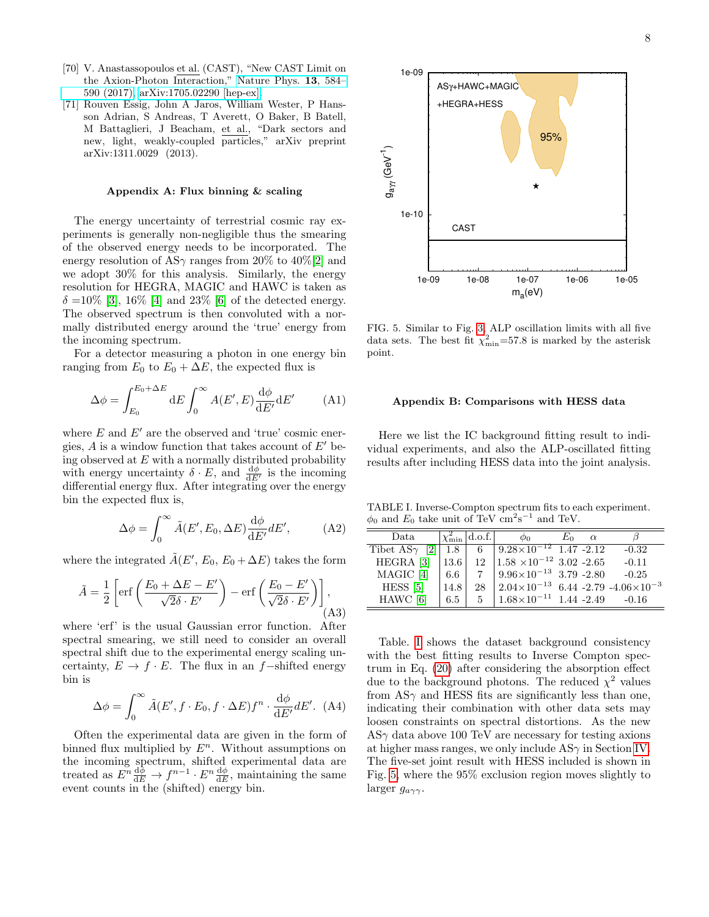[70] V. Anastassopoulos et al. (CAST), "New CAST Limit on the Axion-Photon Interaction," Nature Phys. **13**, 584–590 (2017), arXiv:1705.02290 [hep-ex].

[71] Rouven Essig, John A Jaros, William Wester, P Hansson Adrian, S Andreas, T Averett, O Baker, B Batell, M Battaglieri, J Beacham, et al., "Dark sectors and new, light, weakly-coupled particles," arXiv preprint arXiv:1311.0029 (2013).

### Appendix A: Flux binning & scaling

The energy uncertainty of terrestrial cosmic ray experiments is generally non-negligible thus the smearing of the observed energy needs to be incorporated. The energy resolution of AS$\gamma$ ranges from 20% to 40%[2] and we adopt 30% for this analysis. Similarly, the energy resolution for HEGRA, MAGIC and HAWC is taken as $\delta$ =10% [3], 16% [4] and 23% [6] of the detected energy. The observed spectrum is then convoluted with a normally distributed energy around the 'true' energy from the incoming spectrum.

For a detector measuring a photon in one energy bin ranging from $E_0$ to $E_0 + \Delta E$, the expected flux is

$$\Delta\phi = \int_{E_0}^{E_0+\Delta E} \mathrm{d}E \int_0^\infty A(E', E)\frac{\mathrm{d}\phi}{\mathrm{d}E'}\mathrm{d}E' \tag{A1}$$

where $E$ and $E'$ are the observed and 'true' cosmic energies, $A$ is a window function that takes account of $E'$ being observed at $E$ with a normally distributed probability with energy uncertainty $\delta \cdot E$, and $\frac{\mathrm{d}\phi}{\mathrm{d}E'}$ is the incoming differential energy flux. After integrating over the energy bin the expected flux is,

$$\Delta\phi = \int_0^\infty \tilde{A}(E', E_0, \Delta E)\frac{\mathrm{d}\phi}{\mathrm{d}E'}dE', \tag{A2}$$

where the integrated $\tilde{A}(E',\, E_0,\, E_0 + \Delta E)$ takes the form

$$\tilde{A} = \frac{1}{2}\left[\mathrm{erf}\left(\frac{E_0 + \Delta E - E'}{\sqrt{2}\delta \cdot E'}\right) - \mathrm{erf}\left(\frac{E_0 - E'}{\sqrt{2}\delta \cdot E'}\right)\right], \tag{A3}$$

where 'erf' is the usual Gaussian error function. After spectral smearing, we still need to consider an overall spectral shift due to the experimental energy scaling uncertainty, $E \to f \cdot E$. The flux in an $f-$shifted energy bin is

$$\Delta\phi = \int_0^\infty \tilde{A}(E', f\cdot E_0, f\cdot\Delta E) f^n \cdot \frac{\mathrm{d}\phi}{\mathrm{d}E'}dE'. \tag{A4}$$

Often the experimental data are given in the form of binned flux multiplied by $E^n$. Without assumptions on the incoming spectrum, shifted experimental data are treated as $E^n \frac{\mathrm{d}\phi}{\mathrm{d}E} \to f^{n-1} \cdot E^n \frac{\mathrm{d}\phi}{\mathrm{d}E}$, maintaining the same event counts in the (shifted) energy bin.

1e-09
ASγ+HAWC+MAGIC
+HEGRA+HESS
95%
$g_{a\gamma\gamma}$ (GeV$^{-1}$)
1e-10
CAST
1e-09 1e-08 1e-07 1e-06 1e-05
$m_a$(eV)

FIG. 5. Similar to Fig. 3, ALP oscillation limits with all five data sets. The best fit $\chi^2_{\rm min}$=57.8 is marked by the asterisk point.

### Appendix B: Comparisons with HESS data

Here we list the IC background fitting result to individual experiments, and also the ALP-oscillated fitting results after including HESS data into the joint analysis.

TABLE I. Inverse-Compton spectrum fits to each experiment. $\phi_0$ and $E_0$ take unit of TeV cm$^2$s$^{-1}$ and TeV.

| Data | $\chi^2_{\rm min}$ | d.o.f. | $\phi_0$ | $E_0$ | $\alpha$ | $\beta$ |
|---|---|---|---|---|---|---|
| Tibet AS$\gamma$ [2] | 1.8 | 6 | $9.28\times10^{-12}$ | 1.47 | -2.12 | -0.32 |
| HEGRA [3] | 13.6 | 12 | $1.58\times10^{-12}$ | 3.02 | -2.65 | -0.11 |
| MAGIC [4] | 6.6 | 7 | $9.96\times10^{-13}$ | 3.79 | -2.80 | -0.25 |
| HESS [5] | 14.8 | 28 | $2.04\times10^{-13}$ | 6.44 | -2.79 | $-4.06\times10^{-3}$ |
| HAWC [6] | 6.5 | 5 | $1.68\times10^{-11}$ | 1.44 | -2.49 | -0.16 |

Table. I shows the dataset background consistency with the best fitting results to Inverse Compton spectrum in Eq. (20) after considering the absorption effect due to the background photons. The reduced $\chi^2$ values from AS$\gamma$ and HESS fits are significantly less than one, indicating their combination with other data sets may loosen constraints on spectral distortions. As the new AS$\gamma$ data above 100 TeV are necessary for testing axions at higher mass ranges, we only include AS$\gamma$ in Section IV. The five-set joint result with HESS included is shown in Fig. 5, where the 95% exclusion region moves slightly to larger $g_{a\gamma\gamma}$.